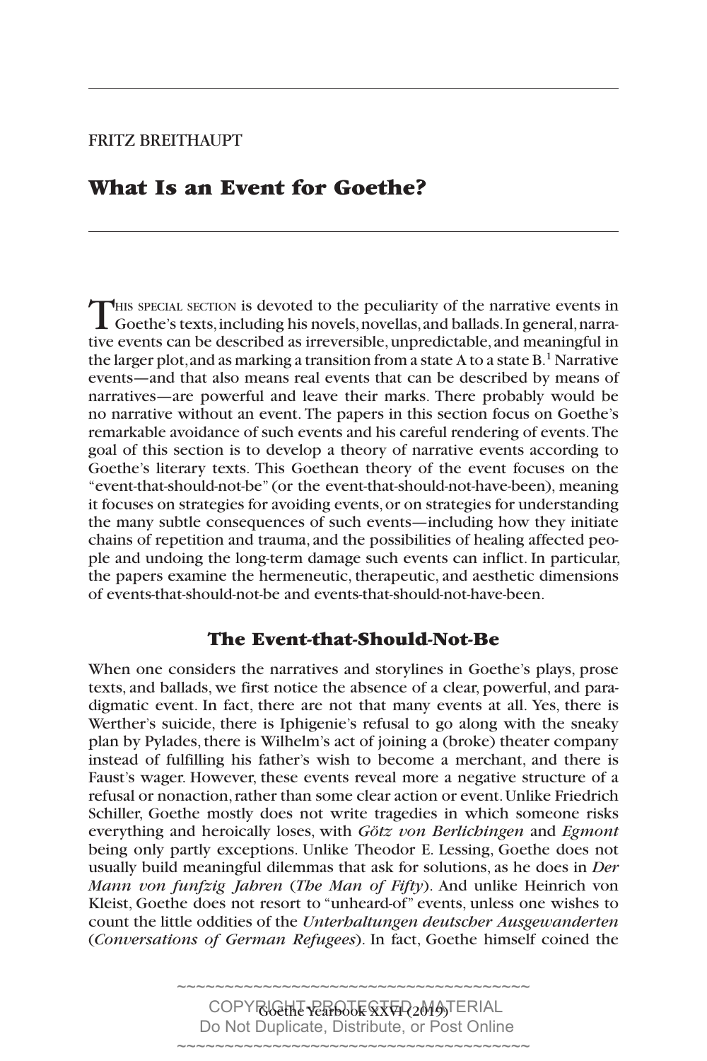FRITZ BREITHAUPT

# What Is an Event for Goethe?

THIS SPECIAL SECTION is devoted to the peculiarity of the narrative events in Goethe's texts, including his novels, novellas, and ballads. In general, narrative events can be described as irreversible, unpredictable, and meaningful in the larger plot, and as marking a transition from a state A to a state B.[1] Narrative events—and that also means real events that can be described by means of narratives—are powerful and leave their marks. There probably would be no narrative without an event. The papers in this section focus on Goethe's remarkable avoidance of such events and his careful rendering of events. The goal of this section is to develop a theory of narrative events according to Goethe's literary texts. This Goethean theory of the event focuses on the "event-that-should-not-be" (or the event-that-should-not-have-been), meaning it focuses on strategies for avoiding events, or on strategies for understanding the many subtle consequences of such events—including how they initiate chains of repetition and trauma, and the possibilities of healing affected people and undoing the long-term damage such events can inflict. In particular, the papers examine the hermeneutic, therapeutic, and aesthetic dimensions of events-that-should-not-be and events-that-should-not-have-been.

## The Event-that-Should-Not-Be

When one considers the narratives and storylines in Goethe's plays, prose texts, and ballads, we first notice the absence of a clear, powerful, and paradigmatic event. In fact, there are not that many events at all. Yes, there is Werther's suicide, there is Iphigenie's refusal to go along with the sneaky plan by Pylades, there is Wilhelm's act of joining a (broke) theater company instead of fulfilling his father's wish to become a merchant, and there is Faust's wager. However, these events reveal more a negative structure of a refusal or nonaction, rather than some clear action or event. Unlike Friedrich Schiller, Goethe mostly does not write tragedies in which someone risks everything and heroically loses, with *Götz von Berlichingen* and *Egmont* being only partly exceptions. Unlike Theodor E. Lessing, Goethe does not usually build meaningful dilemmas that ask for solutions, as he does in *Der Mann von funfzig Jahren* (*The Man of Fifty*). And unlike Heinrich von Kleist, Goethe does not resort to "unheard-of" events, unless one wishes to count the little oddities of the *Unterhaltungen deutscher Ausgewanderten* (*Conversations of German Refugees*). In fact, Goethe himself coined the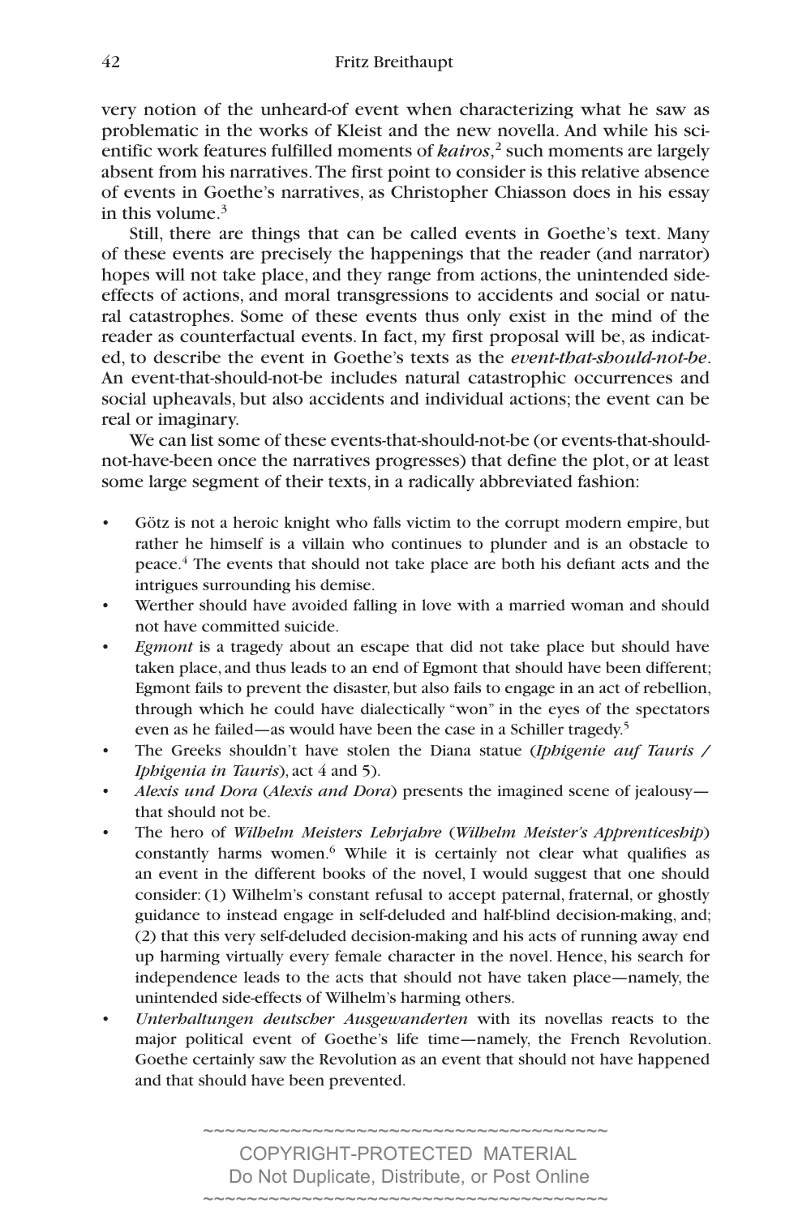very notion of the unheard-of event when characterizing what he saw as problematic in the works of Kleist and the new novella. And while his scientific work features fulfilled moments of ***kairos***,[2] such moments are largely absent from his narratives. The first point to consider is this relative absence of events in Goethe's narratives, as Christopher Chiasson does in his essay in this volume.[3]

Still, there are things that can be called events in Goethe's text. Many of these events are precisely the happenings that the reader (and narrator) hopes will not take place, and they range from actions, the unintended side-effects of actions, and moral transgressions to accidents and social or natural catastrophes. Some of these events thus only exist in the mind of the reader as counterfactual events. In fact, my first proposal will be, as indicated, to describe the event in Goethe's texts as the *event-that-should-not-be*. An event-that-should-not-be includes natural catastrophic occurrences and social upheavals, but also accidents and individual actions; the event can be real or imaginary.

We can list some of these events-that-should-not-be (or events-that-should-not-have-been once the narratives progresses) that define the plot, or at least some large segment of their texts, in a radically abbreviated fashion:

- Götz is not a heroic knight who falls victim to the corrupt modern empire, but rather he himself is a villain who continues to plunder and is an obstacle to peace.[4] The events that should not take place are both his defiant acts and the intrigues surrounding his demise.
- Werther should have avoided falling in love with a married woman and should not have committed suicide.
- *Egmont* is a tragedy about an escape that did not take place but should have taken place, and thus leads to an end of Egmont that should have been different; Egmont fails to prevent the disaster, but also fails to engage in an act of rebellion, through which he could have dialectically "won" in the eyes of the spectators even as he failed—as would have been the case in a Schiller tragedy.[5]
- The Greeks shouldn't have stolen the Diana statue (*Iphigenie auf Tauris / Iphigenia in Tauris*), act 4 and 5).
- *Alexis und Dora* (*Alexis and Dora*) presents the imagined scene of jealousy—that should not be.
- The hero of *Wilhelm Meisters Lehrjahre* (*Wilhelm Meister's Apprenticeship*) constantly harms women.[6] While it is certainly not clear what qualifies as an event in the different books of the novel, I would suggest that one should consider: (1) Wilhelm's constant refusal to accept paternal, fraternal, or ghostly guidance to instead engage in self-deluded and half-blind decision-making, and; (2) that this very self-deluded decision-making and his acts of running away end up harming virtually every female character in the novel. Hence, his search for independence leads to the acts that should not have taken place—namely, the unintended side-effects of Wilhelm's harming others.
- *Unterhaltungen deutscher Ausgewanderten* with its novellas reacts to the major political event of Goethe's life time—namely, the French Revolution. Goethe certainly saw the Revolution as an event that should not have happened and that should have been prevented.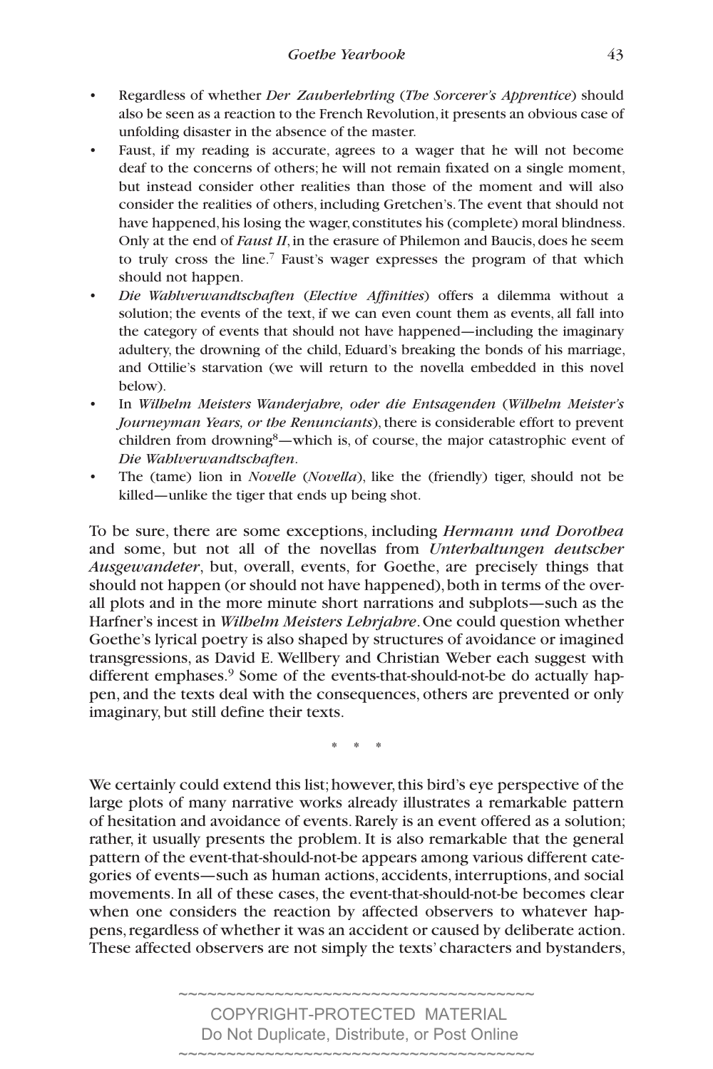- Regardless of whether *Der Zauberlehrling* (*The Sorcerer's Apprentice*) should also be seen as a reaction to the French Revolution, it presents an obvious case of unfolding disaster in the absence of the master.
- Faust, if my reading is accurate, agrees to a wager that he will not become deaf to the concerns of others; he will not remain fixated on a single moment, but instead consider other realities than those of the moment and will also consider the realities of others, including Gretchen's. The event that should not have happened, his losing the wager, constitutes his (complete) moral blindness. Only at the end of *Faust II*, in the erasure of Philemon and Baucis, does he seem to truly cross the line.[7] Faust's wager expresses the program of that which should not happen.
- *Die Wahlverwandtschaften* (*Elective Affinities*) offers a dilemma without a solution; the events of the text, if we can even count them as events, all fall into the category of events that should not have happened—including the imaginary adultery, the drowning of the child, Eduard's breaking the bonds of his marriage, and Ottilie's starvation (we will return to the novella embedded in this novel below).
- In *Wilhelm Meisters Wanderjahre, oder die Entsagenden* (*Wilhelm Meister's Journeyman Years, or the Renunciants*), there is considerable effort to prevent children from drowning[8]—which is, of course, the major catastrophic event of *Die Wahlverwandtschaften*.
- The (tame) lion in *Novelle* (*Novella*), like the (friendly) tiger, should not be killed—unlike the tiger that ends up being shot.

To be sure, there are some exceptions, including *Hermann und Dorothea* and some, but not all of the novellas from *Unterhaltungen deutscher Ausgewandeter*, but, overall, events, for Goethe, are precisely things that should not happen (or should not have happened), both in terms of the overall plots and in the more minute short narrations and subplots—such as the Harfner's incest in *Wilhelm Meisters Lehrjahre*. One could question whether Goethe's lyrical poetry is also shaped by structures of avoidance or imagined transgressions, as David E. Wellbery and Christian Weber each suggest with different emphases.[9] Some of the events-that-should-not-be do actually happen, and the texts deal with the consequences, others are prevented or only imaginary, but still define their texts.

\* \* \*

We certainly could extend this list; however, this bird's eye perspective of the large plots of many narrative works already illustrates a remarkable pattern of hesitation and avoidance of events. Rarely is an event offered as a solution; rather, it usually presents the problem. It is also remarkable that the general pattern of the event-that-should-not-be appears among various different categories of events—such as human actions, accidents, interruptions, and social movements. In all of these cases, the event-that-should-not-be becomes clear when one considers the reaction by affected observers to whatever happens, regardless of whether it was an accident or caused by deliberate action. These affected observers are not simply the texts' characters and bystanders,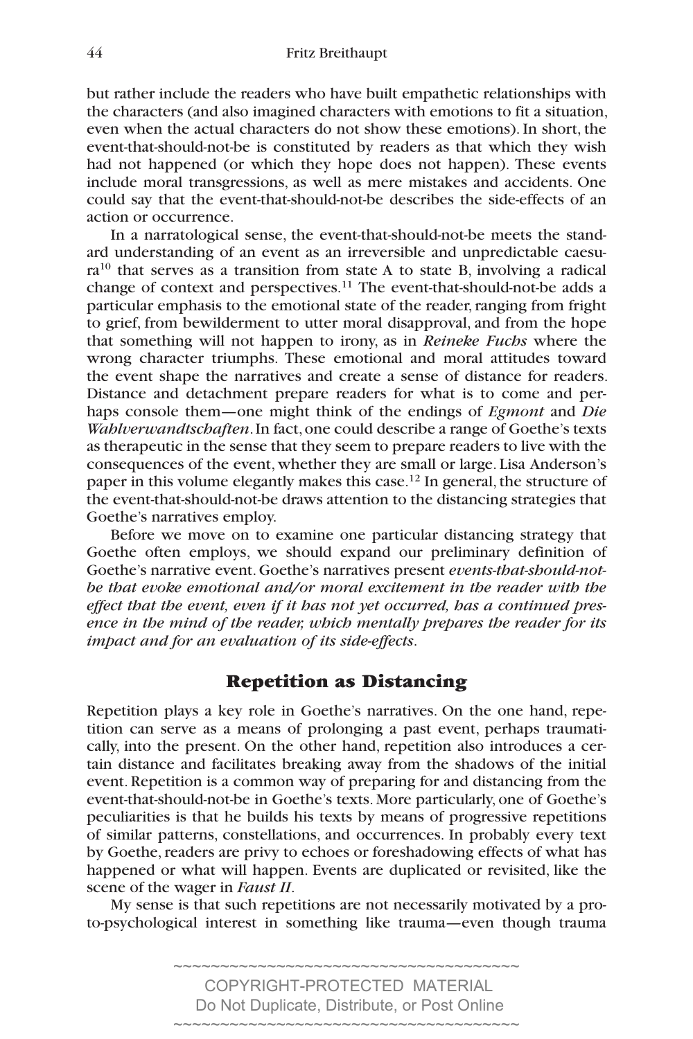but rather include the readers who have built empathetic relationships with the characters (and also imagined characters with emotions to fit a situation, even when the actual characters do not show these emotions). In short, the event-that-should-not-be is constituted by readers as that which they wish had not happened (or which they hope does not happen). These events include moral transgressions, as well as mere mistakes and accidents. One could say that the event-that-should-not-be describes the side-effects of an action or occurrence.

In a narratological sense, the event-that-should-not-be meets the standard understanding of an event as an irreversible and unpredictable caesura[10] that serves as a transition from state A to state B, involving a radical change of context and perspectives.[11] The event-that-should-not-be adds a particular emphasis to the emotional state of the reader, ranging from fright to grief, from bewilderment to utter moral disapproval, and from the hope that something will not happen to irony, as in *Reineke Fuchs* where the wrong character triumphs. These emotional and moral attitudes toward the event shape the narratives and create a sense of distance for readers. Distance and detachment prepare readers for what is to come and perhaps console them—one might think of the endings of *Egmont* and *Die Wahlverwandtschaften*. In fact, one could describe a range of Goethe's texts as therapeutic in the sense that they seem to prepare readers to live with the consequences of the event, whether they are small or large. Lisa Anderson's paper in this volume elegantly makes this case.[12] In general, the structure of the event-that-should-not-be draws attention to the distancing strategies that Goethe's narratives employ.

Before we move on to examine one particular distancing strategy that Goethe often employs, we should expand our preliminary definition of Goethe's narrative event. Goethe's narratives present *events-that-should-not-be that evoke emotional and/or moral excitement in the reader with the effect that the event, even if it has not yet occurred, has a continued presence in the mind of the reader, which mentally prepares the reader for its impact and for an evaluation of its side-effects*.

## Repetition as Distancing

Repetition plays a key role in Goethe's narratives. On the one hand, repetition can serve as a means of prolonging a past event, perhaps traumatically, into the present. On the other hand, repetition also introduces a certain distance and facilitates breaking away from the shadows of the initial event. Repetition is a common way of preparing for and distancing from the event-that-should-not-be in Goethe's texts. More particularly, one of Goethe's peculiarities is that he builds his texts by means of progressive repetitions of similar patterns, constellations, and occurrences. In probably every text by Goethe, readers are privy to echoes or foreshadowing effects of what has happened or what will happen. Events are duplicated or revisited, like the scene of the wager in *Faust II*.

My sense is that such repetitions are not necessarily motivated by a proto-psychological interest in something like trauma—even though trauma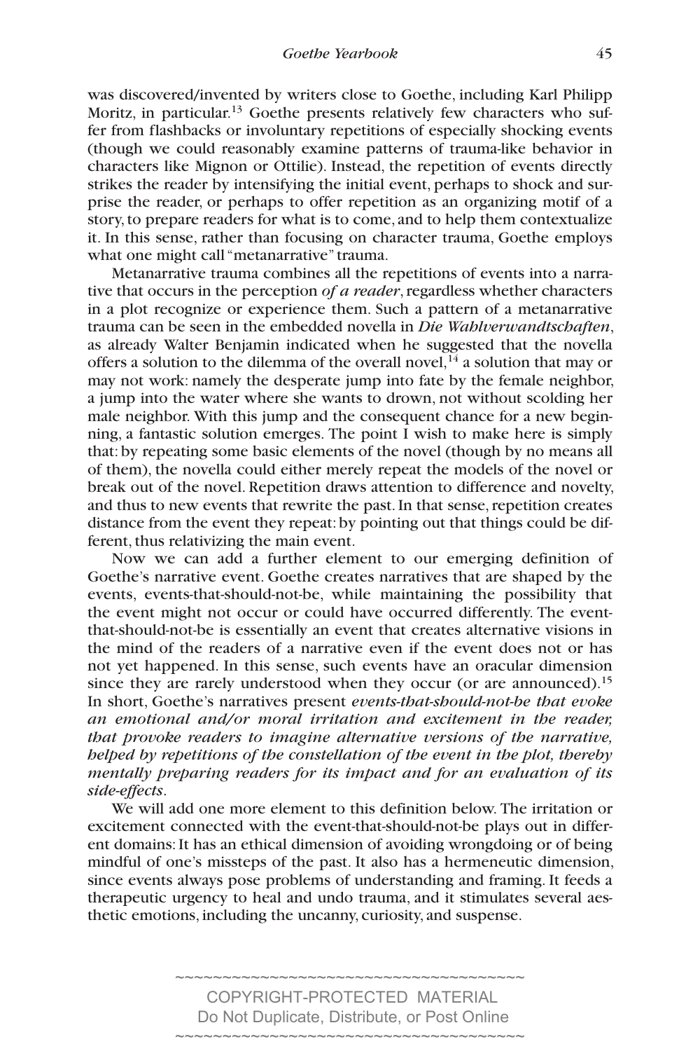was discovered/invented by writers close to Goethe, including Karl Philipp Moritz, in particular.[13] Goethe presents relatively few characters who suffer from flashbacks or involuntary repetitions of especially shocking events (though we could reasonably examine patterns of trauma-like behavior in characters like Mignon or Ottilie). Instead, the repetition of events directly strikes the reader by intensifying the initial event, perhaps to shock and surprise the reader, or perhaps to offer repetition as an organizing motif of a story, to prepare readers for what is to come, and to help them contextualize it. In this sense, rather than focusing on character trauma, Goethe employs what one might call "metanarrative" trauma.

Metanarrative trauma combines all the repetitions of events into a narrative that occurs in the perception *of a reader*, regardless whether characters in a plot recognize or experience them. Such a pattern of a metanarrative trauma can be seen in the embedded novella in *Die Wahlverwandtschaften*, as already Walter Benjamin indicated when he suggested that the novella offers a solution to the dilemma of the overall novel,[14] a solution that may or may not work: namely the desperate jump into fate by the female neighbor, a jump into the water where she wants to drown, not without scolding her male neighbor. With this jump and the consequent chance for a new beginning, a fantastic solution emerges. The point I wish to make here is simply that: by repeating some basic elements of the novel (though by no means all of them), the novella could either merely repeat the models of the novel or break out of the novel. Repetition draws attention to difference and novelty, and thus to new events that rewrite the past. In that sense, repetition creates distance from the event they repeat: by pointing out that things could be different, thus relativizing the main event.

Now we can add a further element to our emerging definition of Goethe's narrative event. Goethe creates narratives that are shaped by the events, events-that-should-not-be, while maintaining the possibility that the event might not occur or could have occurred differently. The event-that-should-not-be is essentially an event that creates alternative visions in the mind of the readers of a narrative even if the event does not or has not yet happened. In this sense, such events have an oracular dimension since they are rarely understood when they occur (or are announced).[15] In short, Goethe's narratives present *events-that-should-not-be that evoke an emotional and/or moral irritation and excitement in the reader, that provoke readers to imagine alternative versions of the narrative, helped by repetitions of the constellation of the event in the plot, thereby mentally preparing readers for its impact and for an evaluation of its side-effects*.

We will add one more element to this definition below. The irritation or excitement connected with the event-that-should-not-be plays out in different domains: It has an ethical dimension of avoiding wrongdoing or of being mindful of one's missteps of the past. It also has a hermeneutic dimension, since events always pose problems of understanding and framing. It feeds a therapeutic urgency to heal and undo trauma, and it stimulates several aesthetic emotions, including the uncanny, curiosity, and suspense.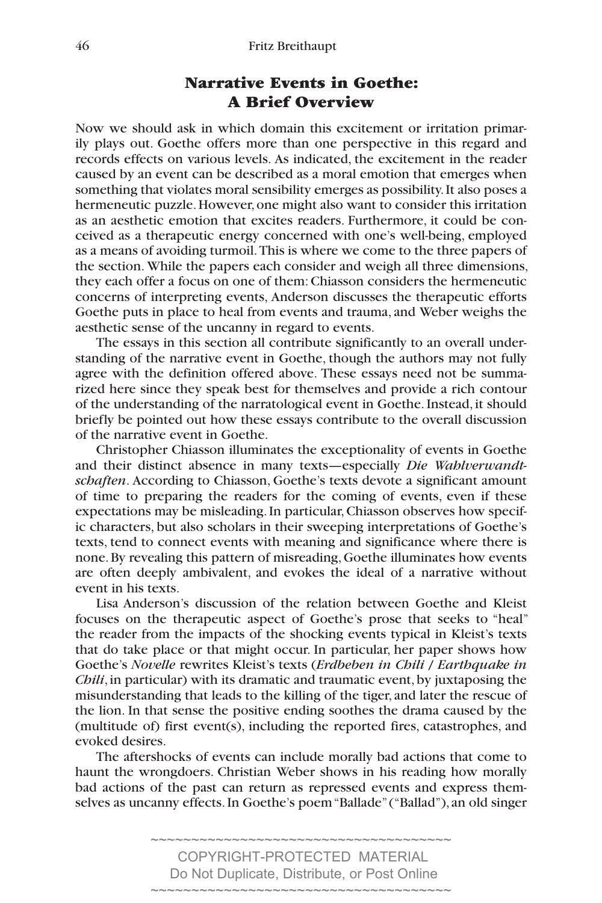## Narrative Events in Goethe: A Brief Overview

Now we should ask in which domain this excitement or irritation primarily plays out. Goethe offers more than one perspective in this regard and records effects on various levels. As indicated, the excitement in the reader caused by an event can be described as a moral emotion that emerges when something that violates moral sensibility emerges as possibility. It also poses a hermeneutic puzzle. However, one might also want to consider this irritation as an aesthetic emotion that excites readers. Furthermore, it could be conceived as a therapeutic energy concerned with one's well-being, employed as a means of avoiding turmoil. This is where we come to the three papers of the section. While the papers each consider and weigh all three dimensions, they each offer a focus on one of them: Chiasson considers the hermeneutic concerns of interpreting events, Anderson discusses the therapeutic efforts Goethe puts in place to heal from events and trauma, and Weber weighs the aesthetic sense of the uncanny in regard to events.

The essays in this section all contribute significantly to an overall understanding of the narrative event in Goethe, though the authors may not fully agree with the definition offered above. These essays need not be summarized here since they speak best for themselves and provide a rich contour of the understanding of the narratological event in Goethe. Instead, it should briefly be pointed out how these essays contribute to the overall discussion of the narrative event in Goethe.

Christopher Chiasson illuminates the exceptionality of events in Goethe and their distinct absence in many texts—especially *Die Wahlverwandtschaften*. According to Chiasson, Goethe's texts devote a significant amount of time to preparing the readers for the coming of events, even if these expectations may be misleading. In particular, Chiasson observes how specific characters, but also scholars in their sweeping interpretations of Goethe's texts, tend to connect events with meaning and significance where there is none. By revealing this pattern of misreading, Goethe illuminates how events are often deeply ambivalent, and evokes the ideal of a narrative without event in his texts.

Lisa Anderson's discussion of the relation between Goethe and Kleist focuses on the therapeutic aspect of Goethe's prose that seeks to "heal" the reader from the impacts of the shocking events typical in Kleist's texts that do take place or that might occur. In particular, her paper shows how Goethe's *Novelle* rewrites Kleist's texts (*Erdbeben in Chili / Earthquake in Chili*, in particular) with its dramatic and traumatic event, by juxtaposing the misunderstanding that leads to the killing of the tiger, and later the rescue of the lion. In that sense the positive ending soothes the drama caused by the (multitude of) first event(s), including the reported fires, catastrophes, and evoked desires.

The aftershocks of events can include morally bad actions that come to haunt the wrongdoers. Christian Weber shows in his reading how morally bad actions of the past can return as repressed events and express themselves as uncanny effects. In Goethe's poem "Ballade" ("Ballad"), an old singer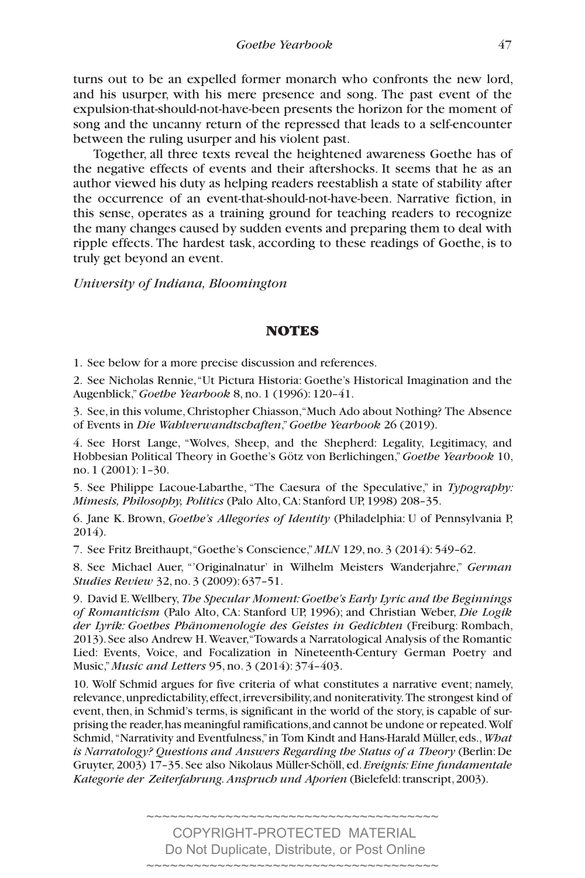turns out to be an expelled former monarch who confronts the new lord, and his usurper, with his mere presence and song. The past event of the expulsion-that-should-not-have-been presents the horizon for the moment of song and the uncanny return of the repressed that leads to a self-encounter between the ruling usurper and his violent past.

Together, all three texts reveal the heightened awareness Goethe has of the negative effects of events and their aftershocks. It seems that he as an author viewed his duty as helping readers reestablish a state of stability after the occurrence of an event-that-should-not-have-been. Narrative fiction, in this sense, operates as a training ground for teaching readers to recognize the many changes caused by sudden events and preparing them to deal with ripple effects. The hardest task, according to these readings of Goethe, is to truly get beyond an event.

*University of Indiana, Bloomington*

## NOTES

1. See below for a more precise discussion and references.

2. See Nicholas Rennie, "Ut Pictura Historia: Goethe's Historical Imagination and the Augenblick," *Goethe Yearbook* 8, no. 1 (1996): 120–41.

3. See, in this volume, Christopher Chiasson, "Much Ado about Nothing? The Absence of Events in *Die Wahlverwandtschaften*," *Goethe Yearbook* 26 (2019).

4. See Horst Lange, "Wolves, Sheep, and the Shepherd: Legality, Legitimacy, and Hobbesian Political Theory in Goethe's Götz von Berlichingen," *Goethe Yearbook* 10, no. 1 (2001): 1–30.

5. See Philippe Lacoue-Labarthe, "The Caesura of the Speculative," in *Typography: Mimesis, Philosophy, Politics* (Palo Alto, CA: Stanford UP, 1998) 208–35.

6. Jane K. Brown, *Goethe's Allegories of Identity* (Philadelphia: U of Pennsylvania P, 2014).

7. See Fritz Breithaupt, "Goethe's Conscience," *MLN* 129, no. 3 (2014): 549–62.

8. See Michael Auer, "'Originalnatur' in Wilhelm Meisters Wanderjahre," *German Studies Review* 32, no. 3 (2009): 637–51.

9. David E. Wellbery, *The Specular Moment: Goethe's Early Lyric and the Beginnings of Romanticism* (Palo Alto, CA: Stanford UP, 1996); and Christian Weber, *Die Logik der Lyrik: Goethes Phänomenologie des Geistes in Gedichten* (Freiburg: Rombach, 2013). See also Andrew H. Weaver, "Towards a Narratological Analysis of the Romantic Lied: Events, Voice, and Focalization in Nineteenth-Century German Poetry and Music," *Music and Letters* 95, no. 3 (2014): 374–403.

10. Wolf Schmid argues for five criteria of what constitutes a narrative event; namely, relevance, unpredictability, effect, irreversibility, and noniterativity. The strongest kind of event, then, in Schmid's terms, is significant in the world of the story, is capable of surprising the reader, has meaningful ramifications, and cannot be undone or repeated. Wolf Schmid, "Narrativity and Eventfulness," in Tom Kindt and Hans-Harald Müller, eds., *What is Narratology? Questions and Answers Regarding the Status of a Theory* (Berlin: De Gruyter, 2003) 17–35. See also Nikolaus Müller-Schöll, ed. *Ereignis: Eine fundamentale Kategorie der Zeiterfahrung. Anspruch und Aporien* (Bielefeld: transcript, 2003).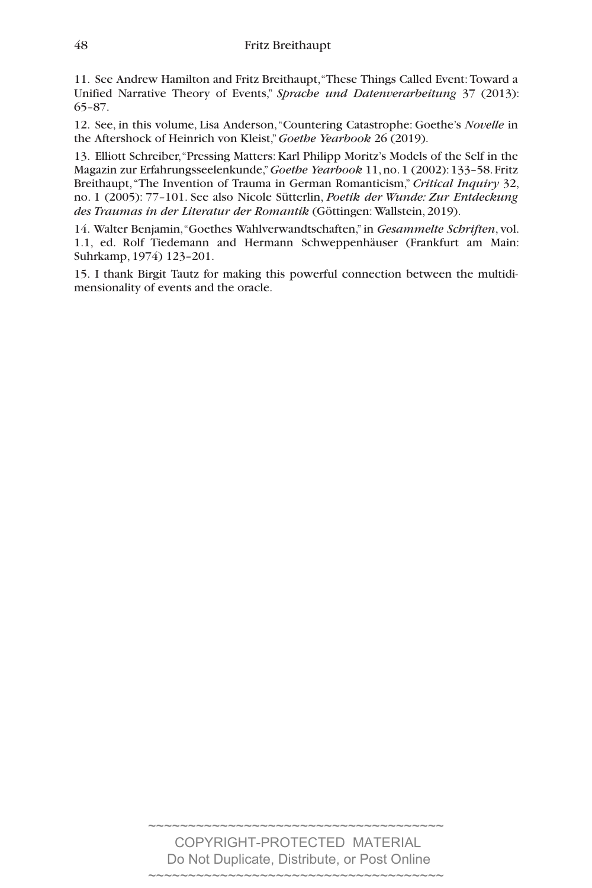11. See Andrew Hamilton and Fritz Breithaupt, "These Things Called Event: Toward a Unified Narrative Theory of Events," *Sprache und Datenverarbeitung* 37 (2013): 65–87.

12. See, in this volume, Lisa Anderson, "Countering Catastrophe: Goethe's *Novelle* in the Aftershock of Heinrich von Kleist," *Goethe Yearbook* 26 (2019).

13. Elliott Schreiber, "Pressing Matters: Karl Philipp Moritz's Models of the Self in the Magazin zur Erfahrungsseelenkunde," *Goethe Yearbook* 11, no. 1 (2002): 133–58. Fritz Breithaupt, "The Invention of Trauma in German Romanticism," *Critical Inquiry* 32, no. 1 (2005): 77–101. See also Nicole Sütterlin, *Poetik der Wunde: Zur Entdeckung des Traumas in der Literatur der Romantik* (Göttingen: Wallstein, 2019).

14. Walter Benjamin, "Goethes Wahlverwandtschaften," in *Gesammelte Schriften*, vol. 1.1, ed. Rolf Tiedemann and Hermann Schweppenhäuser (Frankfurt am Main: Suhrkamp, 1974) 123–201.

15. I thank Birgit Tautz for making this powerful connection between the multidimensionality of events and the oracle.

~~~~~~~~~~~~~~~~~~~~~~~~~~~~~~~~~~~~~~~~

COPYRIGHT-PROTECTED MATERIAL
Do Not Duplicate, Distribute, or Post Online

~~~~~~~~~~~~~~~~~~~~~~~~~~~~~~~~~~~~~~~~